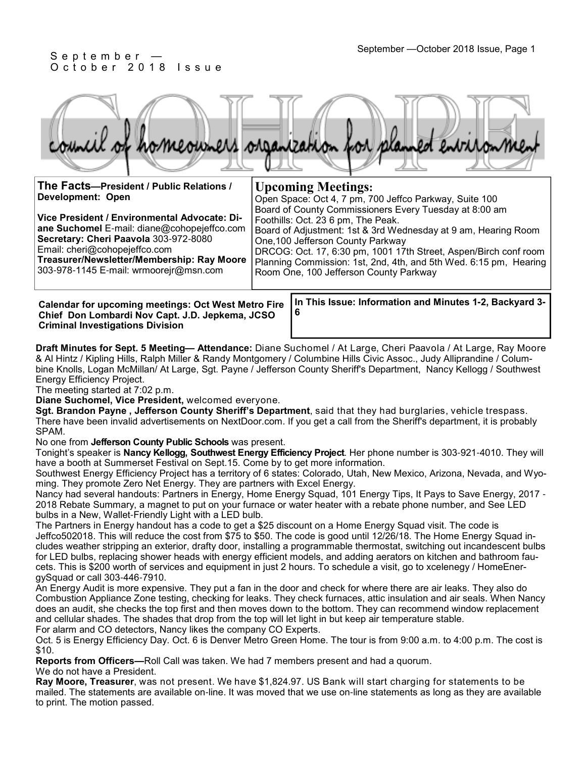September — October 2018 Issue

# COHOPE

council of homeowners organization for planned environment

**The Facts—President / Public Relations / Development: Open**

**Vice President / Environmental Advocate: Diane Suchomel** E-mail: diane@cohopejeffco.com
**Secretary: Cheri Paavola** 303-972-8080
Email: cheri@cohopejeffco.com
**Treasurer/Newsletter/Membership: Ray Moore** 303-978-1145 E-mail: wrmoorejr@msn.com

## Upcoming Meetings:

Open Space: Oct 4, 7 pm, 700 Jeffco Parkway, Suite 100
Board of County Commissioners Every Tuesday at 8:00 am
Foothills: Oct. 23 6 pm, The Peak.
Board of Adjustment: 1st & 3rd Wednesday at 9 am, Hearing Room One,100 Jefferson County Parkway
DRCOG: Oct. 17, 6:30 pm, 1001 17th Street, Aspen/Birch conf room
Planning Commission: 1st, 2nd, 4th, and 5th Wed. 6:15 pm, Hearing Room One, 100 Jefferson County Parkway

**Calendar for upcoming meetings: Oct West Metro Fire Chief Don Lombardi Nov Capt. J.D. Jepkema, JCSO Criminal Investigations Division**

**In This Issue: Information and Minutes 1-2, Backyard 3-6**

**Draft Minutes for Sept. 5 Meeting— Attendance:** Diane Suchomel / At Large, Cheri Paavola / At Large, Ray Moore & Al Hintz / Kipling Hills, Ralph Miller & Randy Montgomery / Columbine Hills Civic Assoc., Judy Alliprandine / Columbine Knolls, Logan McMillan/ At Large, Sgt. Payne / Jefferson County Sheriff's Department, Nancy Kellogg / Southwest Energy Efficiency Project.

The meeting started at 7:02 p.m.

**Diane Suchomel, Vice President,** welcomed everyone.

**Sgt. Brandon Payne , Jefferson County Sheriff's Department**, said that they had burglaries, vehicle trespass. There have been invalid advertisements on NextDoor.com. If you get a call from the Sheriff's department, it is probably SPAM.

No one from **Jefferson County Public Schools** was present.

Tonight's speaker is **Nancy Kellogg, Southwest Energy Efficiency Project**. Her phone number is 303-921-4010. They will have a booth at Summerset Festival on Sept.15. Come by to get more information.

Southwest Energy Efficiency Project has a territory of 6 states: Colorado, Utah, New Mexico, Arizona, Nevada, and Wyoming. They promote Zero Net Energy. They are partners with Excel Energy.

Nancy had several handouts: Partners in Energy, Home Energy Squad, 101 Energy Tips, It Pays to Save Energy, 2017 - 2018 Rebate Summary, a magnet to put on your furnace or water heater with a rebate phone number, and See LED bulbs in a New, Wallet-Friendly Light with a LED bulb.

The Partners in Energy handout has a code to get a $25 discount on a Home Energy Squad visit. The code is Jeffco502018. This will reduce the cost from $75 to $50. The code is good until 12/26/18. The Home Energy Squad includes weather stripping an exterior, drafty door, installing a programmable thermostat, switching out incandescent bulbs for LED bulbs, replacing shower heads with energy efficient models, and adding aerators on kitchen and bathroom faucets. This is $200 worth of services and equipment in just 2 hours. To schedule a visit, go to xcelenegy / HomeEnergySquad or call 303-446-7910.

An Energy Audit is more expensive. They put a fan in the door and check for where there are air leaks. They also do Combustion Appliance Zone testing, checking for leaks. They check furnaces, attic insulation and air seals. When Nancy does an audit, she checks the top first and then moves down to the bottom. They can recommend window replacement and cellular shades. The shades that drop from the top will let light in but keep air temperature stable.

For alarm and CO detectors, Nancy likes the company CO Experts.

Oct. 5 is Energy Efficiency Day. Oct. 6 is Denver Metro Green Home. The tour is from 9:00 a.m. to 4:00 p.m. The cost is $10.

**Reports from Officers—**Roll Call was taken. We had 7 members present and had a quorum.

We do not have a President.

**Ray Moore, Treasurer**, was not present. We have $1,824.97. US Bank will start charging for statements to be mailed. The statements are available on-line. It was moved that we use on-line statements as long as they are available to print. The motion passed.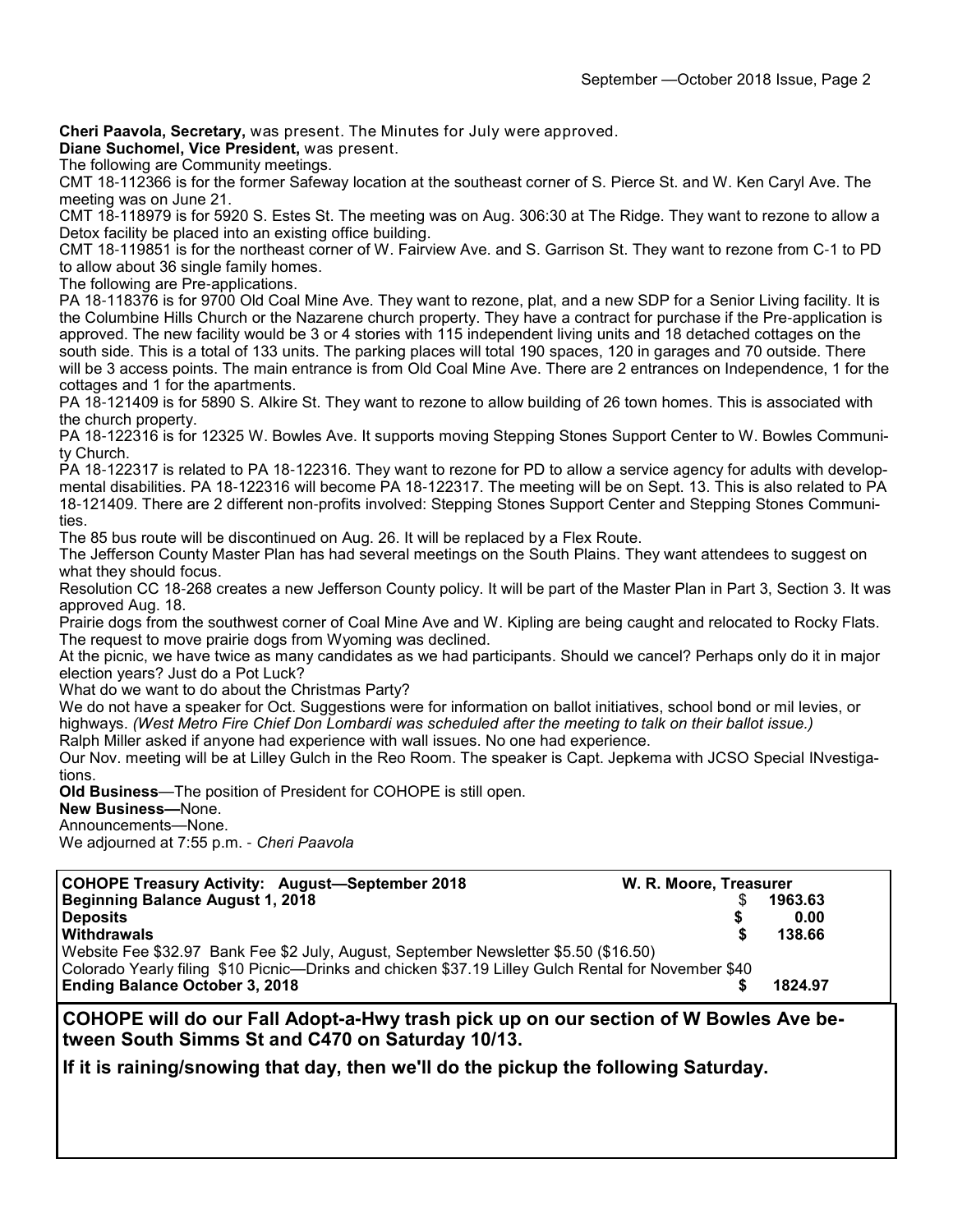**Cheri Paavola, Secretary,** was present. The Minutes for July were approved.

**Diane Suchomel, Vice President,** was present.

The following are Community meetings.

CMT 18-112366 is for the former Safeway location at the southeast corner of S. Pierce St. and W. Ken Caryl Ave. The meeting was on June 21.

CMT 18-118979 is for 5920 S. Estes St. The meeting was on Aug. 306:30 at The Ridge. They want to rezone to allow a Detox facility be placed into an existing office building.

CMT 18-119851 is for the northeast corner of W. Fairview Ave. and S. Garrison St. They want to rezone from C-1 to PD to allow about 36 single family homes.

The following are Pre-applications.

PA 18-118376 is for 9700 Old Coal Mine Ave. They want to rezone, plat, and a new SDP for a Senior Living facility. It is the Columbine Hills Church or the Nazarene church property. They have a contract for purchase if the Pre-application is approved. The new facility would be 3 or 4 stories with 115 independent living units and 18 detached cottages on the south side. This is a total of 133 units. The parking places will total 190 spaces, 120 in garages and 70 outside. There will be 3 access points. The main entrance is from Old Coal Mine Ave. There are 2 entrances on Independence, 1 for the cottages and 1 for the apartments.

PA 18-121409 is for 5890 S. Alkire St. They want to rezone to allow building of 26 town homes. This is associated with the church property.

PA 18-122316 is for 12325 W. Bowles Ave. It supports moving Stepping Stones Support Center to W. Bowles Community Church.

PA 18-122317 is related to PA 18-122316. They want to rezone for PD to allow a service agency for adults with developmental disabilities. PA 18-122316 will become PA 18-122317. The meeting will be on Sept. 13. This is also related to PA 18-121409. There are 2 different non-profits involved: Stepping Stones Support Center and Stepping Stones Communities.

The 85 bus route will be discontinued on Aug. 26. It will be replaced by a Flex Route.

The Jefferson County Master Plan has had several meetings on the South Plains. They want attendees to suggest on what they should focus.

Resolution CC 18-268 creates a new Jefferson County policy. It will be part of the Master Plan in Part 3, Section 3. It was approved Aug. 18.

Prairie dogs from the southwest corner of Coal Mine Ave and W. Kipling are being caught and relocated to Rocky Flats. The request to move prairie dogs from Wyoming was declined.

At the picnic, we have twice as many candidates as we had participants. Should we cancel? Perhaps only do it in major election years? Just do a Pot Luck?

What do we want to do about the Christmas Party?

We do not have a speaker for Oct. Suggestions were for information on ballot initiatives, school bond or mil levies, or highways. *(West Metro Fire Chief Don Lombardi was scheduled after the meeting to talk on their ballot issue.)*

Ralph Miller asked if anyone had experience with wall issues. No one had experience.

Our Nov. meeting will be at Lilley Gulch in the Reo Room. The speaker is Capt. Jepkema with JCSO Special INvestigations.

**Old Business**—The position of President for COHOPE is still open.

**New Business—**None.

Announcements—None.

We adjourned at 7:55 p.m. - *Cheri Paavola*

| **COHOPE Treasury Activity: August—September 2018** | **W. R. Moore, Treasurer** |
|---|---|
| **Beginning Balance August 1, 2018** | $ **1963.63** |
| **Deposits** | **$ 0.00** |
| **Withdrawals** | **$ 138.66** |
| Website Fee $32.97 Bank Fee $2 July, August, September Newsletter $5.50 ($16.50) | |
| Colorado Yearly filing $10 Picnic—Drinks and chicken $37.19 Lilley Gulch Rental for November $40 | |
| **Ending Balance October 3, 2018** | **$ 1824.97** |

**COHOPE will do our Fall Adopt-a-Hwy trash pick up on our section of W Bowles Ave between South Simms St and C470 on Saturday 10/13.**

**If it is raining/snowing that day, then we'll do the pickup the following Saturday.**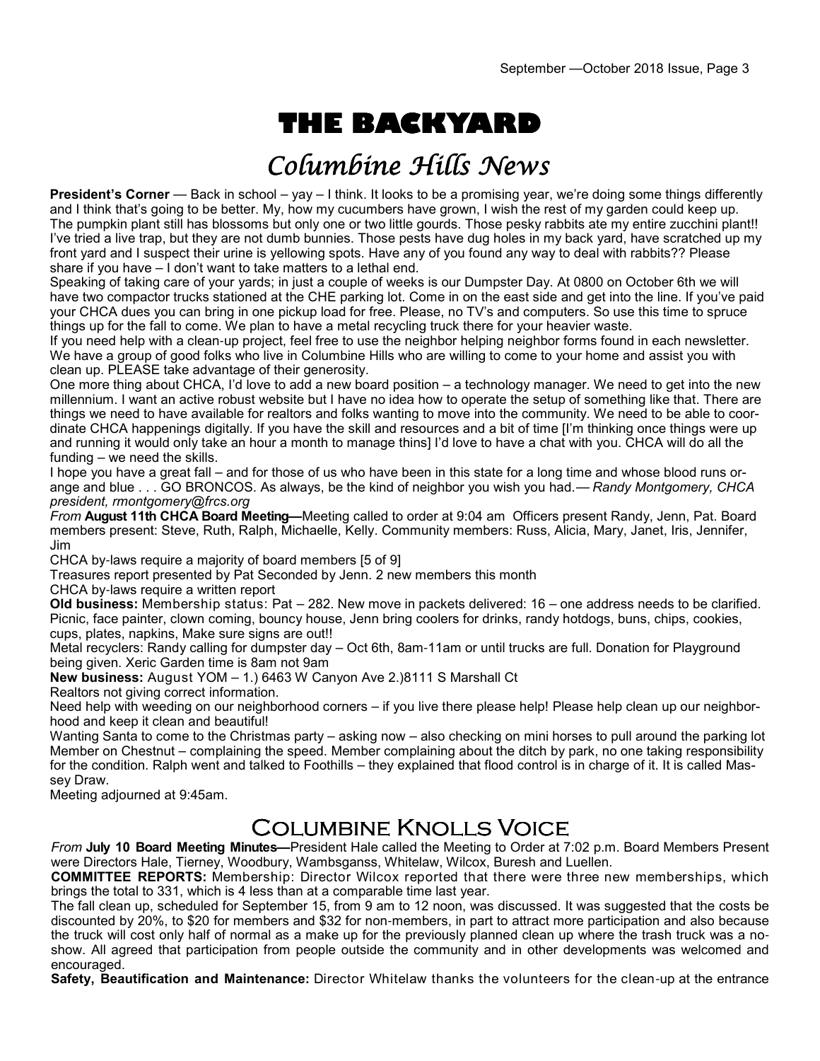# THE BACKYARD

## Columbine Hills News

**President's Corner** — Back in school – yay – I think. It looks to be a promising year, we're doing some things differently and I think that's going to be better. My, how my cucumbers have grown, I wish the rest of my garden could keep up. The pumpkin plant still has blossoms but only one or two little gourds. Those pesky rabbits ate my entire zucchini plant!! I've tried a live trap, but they are not dumb bunnies. Those pests have dug holes in my back yard, have scratched up my front yard and I suspect their urine is yellowing spots. Have any of you found any way to deal with rabbits?? Please share if you have – I don't want to take matters to a lethal end.

Speaking of taking care of your yards; in just a couple of weeks is our Dumpster Day. At 0800 on October 6th we will have two compactor trucks stationed at the CHE parking lot. Come in on the east side and get into the line. If you've paid your CHCA dues you can bring in one pickup load for free. Please, no TV's and computers. So use this time to spruce things up for the fall to come. We plan to have a metal recycling truck there for your heavier waste.

If you need help with a clean-up project, feel free to use the neighbor helping neighbor forms found in each newsletter. We have a group of good folks who live in Columbine Hills who are willing to come to your home and assist you with clean up. PLEASE take advantage of their generosity.

One more thing about CHCA, I'd love to add a new board position – a technology manager. We need to get into the new millennium. I want an active robust website but I have no idea how to operate the setup of something like that. There are things we need to have available for realtors and folks wanting to move into the community. We need to be able to coordinate CHCA happenings digitally. If you have the skill and resources and a bit of time [I'm thinking once things were up and running it would only take an hour a month to manage thins] I'd love to have a chat with you. CHCA will do all the funding – we need the skills.

I hope you have a great fall – and for those of us who have been in this state for a long time and whose blood runs orange and blue . . . GO BRONCOS. As always, be the kind of neighbor you wish you had.— *Randy Montgomery, CHCA president, rmontgomery@frcs.org*

*From* **August 11th CHCA Board Meeting—**Meeting called to order at 9:04 am Officers present Randy, Jenn, Pat. Board members present: Steve, Ruth, Ralph, Michaelle, Kelly. Community members: Russ, Alicia, Mary, Janet, Iris, Jennifer, Jim

CHCA by-laws require a majority of board members [5 of 9]

Treasures report presented by Pat Seconded by Jenn. 2 new members this month

CHCA by-laws require a written report

**Old business:** Membership status: Pat – 282. New move in packets delivered: 16 – one address needs to be clarified. Picnic, face painter, clown coming, bouncy house, Jenn bring coolers for drinks, randy hotdogs, buns, chips, cookies, cups, plates, napkins, Make sure signs are out!!

Metal recyclers: Randy calling for dumpster day – Oct 6th, 8am-11am or until trucks are full. Donation for Playground being given. Xeric Garden time is 8am not 9am

**New business:** August YOM – 1.) 6463 W Canyon Ave 2.)8111 S Marshall Ct

Realtors not giving correct information.

Need help with weeding on our neighborhood corners – if you live there please help! Please help clean up our neighborhood and keep it clean and beautiful!

Wanting Santa to come to the Christmas party – asking now – also checking on mini horses to pull around the parking lot

Member on Chestnut – complaining the speed. Member complaining about the ditch by park, no one taking responsibility for the condition. Ralph went and talked to Foothills – they explained that flood control is in charge of it. It is called Massey Draw.

Meeting adjourned at 9:45am.

## Columbine Knolls Voice

*From* **July 10 Board Meeting Minutes—**President Hale called the Meeting to Order at 7:02 p.m. Board Members Present were Directors Hale, Tierney, Woodbury, Wambsganss, Whitelaw, Wilcox, Buresh and Luellen.

**COMMITTEE REPORTS:** Membership: Director Wilcox reported that there were three new memberships, which brings the total to 331, which is 4 less than at a comparable time last year.

The fall clean up, scheduled for September 15, from 9 am to 12 noon, was discussed. It was suggested that the costs be discounted by 20%, to $20 for members and $32 for non-members, in part to attract more participation and also because the truck will cost only half of normal as a make up for the previously planned clean up where the trash truck was a no-show. All agreed that participation from people outside the community and in other developments was welcomed and encouraged.

**Safety, Beautification and Maintenance:** Director Whitelaw thanks the volunteers for the clean-up at the entrance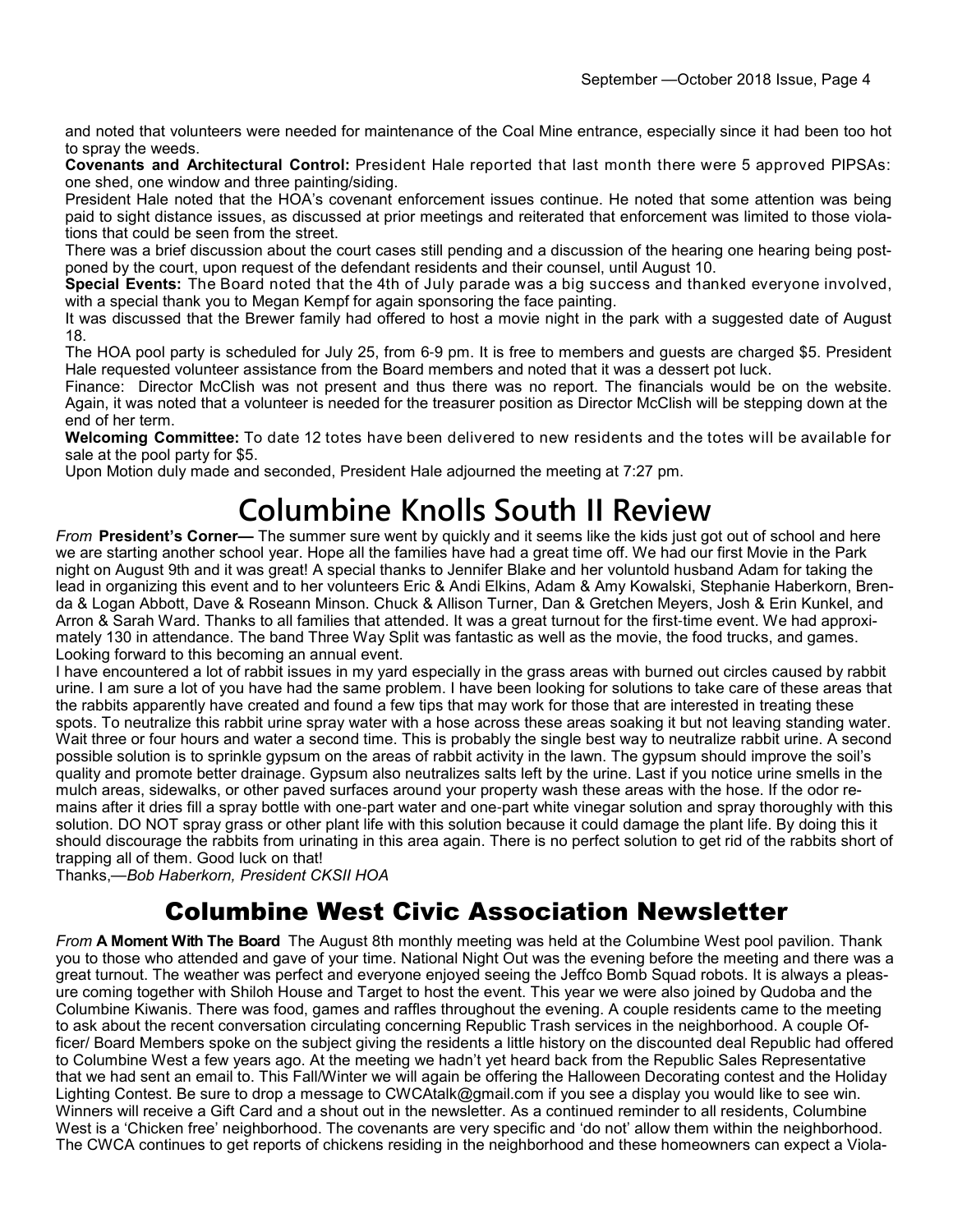and noted that volunteers were needed for maintenance of the Coal Mine entrance, especially since it had been too hot to spray the weeds.

**Covenants and Architectural Control:** President Hale reported that last month there were 5 approved PIPSAs: one shed, one window and three painting/siding.

President Hale noted that the HOA's covenant enforcement issues continue. He noted that some attention was being paid to sight distance issues, as discussed at prior meetings and reiterated that enforcement was limited to those violations that could be seen from the street.

There was a brief discussion about the court cases still pending and a discussion of the hearing one hearing being postponed by the court, upon request of the defendant residents and their counsel, until August 10.

**Special Events:** The Board noted that the 4th of July parade was a big success and thanked everyone involved, with a special thank you to Megan Kempf for again sponsoring the face painting.

It was discussed that the Brewer family had offered to host a movie night in the park with a suggested date of August 18.

The HOA pool party is scheduled for July 25, from 6-9 pm. It is free to members and guests are charged $5. President Hale requested volunteer assistance from the Board members and noted that it was a dessert pot luck.

Finance: Director McClish was not present and thus there was no report. The financials would be on the website. Again, it was noted that a volunteer is needed for the treasurer position as Director McClish will be stepping down at the end of her term.

**Welcoming Committee:** To date 12 totes have been delivered to new residents and the totes will be available for sale at the pool party for $5.

Upon Motion duly made and seconded, President Hale adjourned the meeting at 7:27 pm.

# Columbine Knolls South II Review

*From* **President's Corner—** The summer sure went by quickly and it seems like the kids just got out of school and here we are starting another school year. Hope all the families have had a great time off. We had our first Movie in the Park night on August 9th and it was great! A special thanks to Jennifer Blake and her voluntold husband Adam for taking the lead in organizing this event and to her volunteers Eric & Andi Elkins, Adam & Amy Kowalski, Stephanie Haberkorn, Brenda & Logan Abbott, Dave & Roseann Minson. Chuck & Allison Turner, Dan & Gretchen Meyers, Josh & Erin Kunkel, and Arron & Sarah Ward. Thanks to all families that attended. It was a great turnout for the first-time event. We had approximately 130 in attendance. The band Three Way Split was fantastic as well as the movie, the food trucks, and games. Looking forward to this becoming an annual event.

I have encountered a lot of rabbit issues in my yard especially in the grass areas with burned out circles caused by rabbit urine. I am sure a lot of you have had the same problem. I have been looking for solutions to take care of these areas that the rabbits apparently have created and found a few tips that may work for those that are interested in treating these spots. To neutralize this rabbit urine spray water with a hose across these areas soaking it but not leaving standing water. Wait three or four hours and water a second time. This is probably the single best way to neutralize rabbit urine. A second possible solution is to sprinkle gypsum on the areas of rabbit activity in the lawn. The gypsum should improve the soil's quality and promote better drainage. Gypsum also neutralizes salts left by the urine. Last if you notice urine smells in the mulch areas, sidewalks, or other paved surfaces around your property wash these areas with the hose. If the odor remains after it dries fill a spray bottle with one-part water and one-part white vinegar solution and spray thoroughly with this solution. DO NOT spray grass or other plant life with this solution because it could damage the plant life. By doing this it should discourage the rabbits from urinating in this area again. There is no perfect solution to get rid of the rabbits short of trapping all of them. Good luck on that!

Thanks,—*Bob Haberkorn, President CKSII HOA*

# Columbine West Civic Association Newsletter

*From* **A Moment With The Board** The August 8th monthly meeting was held at the Columbine West pool pavilion. Thank you to those who attended and gave of your time. National Night Out was the evening before the meeting and there was a great turnout. The weather was perfect and everyone enjoyed seeing the Jeffco Bomb Squad robots. It is always a pleasure coming together with Shiloh House and Target to host the event. This year we were also joined by Qudoba and the Columbine Kiwanis. There was food, games and raffles throughout the evening. A couple residents came to the meeting to ask about the recent conversation circulating concerning Republic Trash services in the neighborhood. A couple Officer/ Board Members spoke on the subject giving the residents a little history on the discounted deal Republic had offered to Columbine West a few years ago. At the meeting we hadn't yet heard back from the Republic Sales Representative that we had sent an email to. This Fall/Winter we will again be offering the Halloween Decorating contest and the Holiday Lighting Contest. Be sure to drop a message to CWCAtalk@gmail.com if you see a display you would like to see win. Winners will receive a Gift Card and a shout out in the newsletter. As a continued reminder to all residents, Columbine West is a 'Chicken free' neighborhood. The covenants are very specific and 'do not' allow them within the neighborhood. The CWCA continues to get reports of chickens residing in the neighborhood and these homeowners can expect a Viola-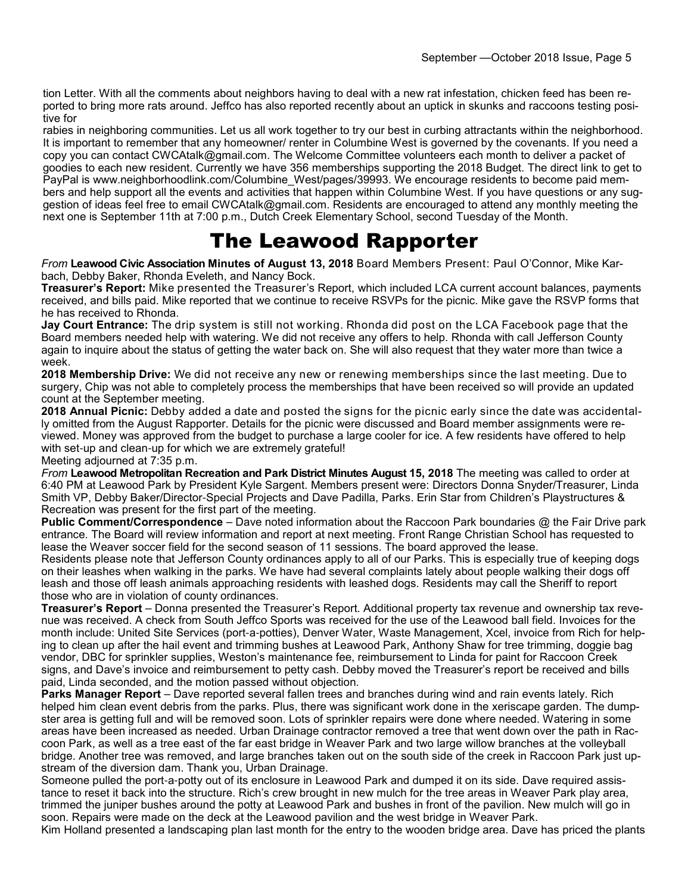tion Letter. With all the comments about neighbors having to deal with a new rat infestation, chicken feed has been reported to bring more rats around. Jeffco has also reported recently about an uptick in skunks and raccoons testing positive for rabies in neighboring communities. Let us all work together to try our best in curbing attractants within the neighborhood. It is important to remember that any homeowner/ renter in Columbine West is governed by the covenants. If you need a copy you can contact CWCAtalk@gmail.com. The Welcome Committee volunteers each month to deliver a packet of goodies to each new resident. Currently we have 356 memberships supporting the 2018 Budget. The direct link to get to PayPal is www.neighborhoodlink.com/Columbine_West/pages/39993. We encourage residents to become paid members and help support all the events and activities that happen within Columbine West. If you have questions or any suggestion of ideas feel free to email CWCAtalk@gmail.com. Residents are encouraged to attend any monthly meeting the next one is September 11th at 7:00 p.m., Dutch Creek Elementary School, second Tuesday of the Month.

# The Leawood Rapporter

*From* **Leawood Civic Association Minutes of August 13, 2018** Board Members Present: Paul O'Connor, Mike Karbach, Debby Baker, Rhonda Eveleth, and Nancy Bock.

**Treasurer's Report:** Mike presented the Treasurer's Report, which included LCA current account balances, payments received, and bills paid. Mike reported that we continue to receive RSVPs for the picnic. Mike gave the RSVP forms that he has received to Rhonda.

**Jay Court Entrance:** The drip system is still not working. Rhonda did post on the LCA Facebook page that the Board members needed help with watering. We did not receive any offers to help. Rhonda with call Jefferson County again to inquire about the status of getting the water back on. She will also request that they water more than twice a week.

**2018 Membership Drive:** We did not receive any new or renewing memberships since the last meeting. Due to surgery, Chip was not able to completely process the memberships that have been received so will provide an updated count at the September meeting.

**2018 Annual Picnic:** Debby added a date and posted the signs for the picnic early since the date was accidentally omitted from the August Rapporter. Details for the picnic were discussed and Board member assignments were reviewed. Money was approved from the budget to purchase a large cooler for ice. A few residents have offered to help with set-up and clean-up for which we are extremely grateful!

Meeting adjourned at 7:35 p.m.

*From* **Leawood Metropolitan Recreation and Park District Minutes August 15, 2018** The meeting was called to order at 6:40 PM at Leawood Park by President Kyle Sargent. Members present were: Directors Donna Snyder/Treasurer, Linda Smith VP, Debby Baker/Director-Special Projects and Dave Padilla, Parks. Erin Star from Children's Playstructures & Recreation was present for the first part of the meeting.

**Public Comment/Correspondence** – Dave noted information about the Raccoon Park boundaries @ the Fair Drive park entrance. The Board will review information and report at next meeting. Front Range Christian School has requested to lease the Weaver soccer field for the second season of 11 sessions. The board approved the lease.

Residents please note that Jefferson County ordinances apply to all of our Parks. This is especially true of keeping dogs on their leashes when walking in the parks. We have had several complaints lately about people walking their dogs off leash and those off leash animals approaching residents with leashed dogs. Residents may call the Sheriff to report those who are in violation of county ordinances.

**Treasurer's Report** – Donna presented the Treasurer's Report. Additional property tax revenue and ownership tax revenue was received. A check from South Jeffco Sports was received for the use of the Leawood ball field. Invoices for the month include: United Site Services (port-a-potties), Denver Water, Waste Management, Xcel, invoice from Rich for helping to clean up after the hail event and trimming bushes at Leawood Park, Anthony Shaw for tree trimming, doggie bag vendor, DBC for sprinkler supplies, Weston's maintenance fee, reimbursement to Linda for paint for Raccoon Creek signs, and Dave's invoice and reimbursement to petty cash. Debby moved the Treasurer's report be received and bills paid, Linda seconded, and the motion passed without objection.

**Parks Manager Report** – Dave reported several fallen trees and branches during wind and rain events lately. Rich helped him clean event debris from the parks. Plus, there was significant work done in the xeriscape garden. The dumpster area is getting full and will be removed soon. Lots of sprinkler repairs were done where needed. Watering in some areas have been increased as needed. Urban Drainage contractor removed a tree that went down over the path in Raccoon Park, as well as a tree east of the far east bridge in Weaver Park and two large willow branches at the volleyball bridge. Another tree was removed, and large branches taken out on the south side of the creek in Raccoon Park just upstream of the diversion dam. Thank you, Urban Drainage.

Someone pulled the port-a-potty out of its enclosure in Leawood Park and dumped it on its side. Dave required assistance to reset it back into the structure. Rich's crew brought in new mulch for the tree areas in Weaver Park play area, trimmed the juniper bushes around the potty at Leawood Park and bushes in front of the pavilion. New mulch will go in soon. Repairs were made on the deck at the Leawood pavilion and the west bridge in Weaver Park.

Kim Holland presented a landscaping plan last month for the entry to the wooden bridge area. Dave has priced the plants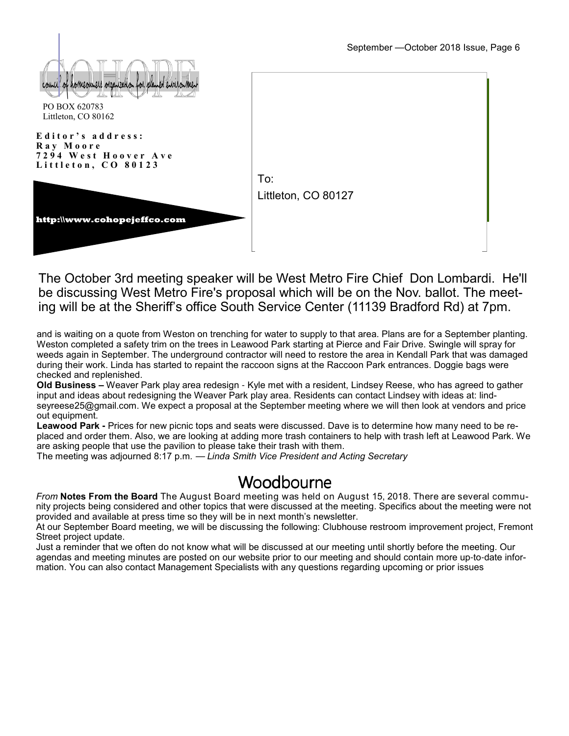COHOPE — council of homeowners organization for planned environment

PO BOX 620783
Littleton, CO 80162

**Editor's address:**
**Ray Moore**
**7294 West Hoover Ave**
**Littleton, CO 80123**

**http:\\www.cohopejeffco.com**

To:
Littleton, CO 80127

The October 3rd meeting speaker will be West Metro Fire Chief Don Lombardi. He'll be discussing West Metro Fire's proposal which will be on the Nov. ballot. The meeting will be at the Sheriff's office South Service Center (11139 Bradford Rd) at 7pm.

and is waiting on a quote from Weston on trenching for water to supply to that area. Plans are for a September planting. Weston completed a safety trim on the trees in Leawood Park starting at Pierce and Fair Drive. Swingle will spray for weeds again in September. The underground contractor will need to restore the area in Kendall Park that was damaged during their work. Linda has started to repaint the raccoon signs at the Raccoon Park entrances. Doggie bags were checked and replenished.

**Old Business –** Weaver Park play area redesign - Kyle met with a resident, Lindsey Reese, who has agreed to gather input and ideas about redesigning the Weaver Park play area. Residents can contact Lindsey with ideas at: lindseyreese25@gmail.com. We expect a proposal at the September meeting where we will then look at vendors and price out equipment.

**Leawood Park -** Prices for new picnic tops and seats were discussed. Dave is to determine how many need to be replaced and order them. Also, we are looking at adding more trash containers to help with trash left at Leawood Park. We are asking people that use the pavilion to please take their trash with them.

The meeting was adjourned 8:17 p.m. — *Linda Smith Vice President and Acting Secretary*

## Woodbourne

*From* **Notes From the Board** The August Board meeting was held on August 15, 2018. There are several community projects being considered and other topics that were discussed at the meeting. Specifics about the meeting were not provided and available at press time so they will be in next month's newsletter.

At our September Board meeting, we will be discussing the following: Clubhouse restroom improvement project, Fremont Street project update.

Just a reminder that we often do not know what will be discussed at our meeting until shortly before the meeting. Our agendas and meeting minutes are posted on our website prior to our meeting and should contain more up-to-date information. You can also contact Management Specialists with any questions regarding upcoming or prior issues